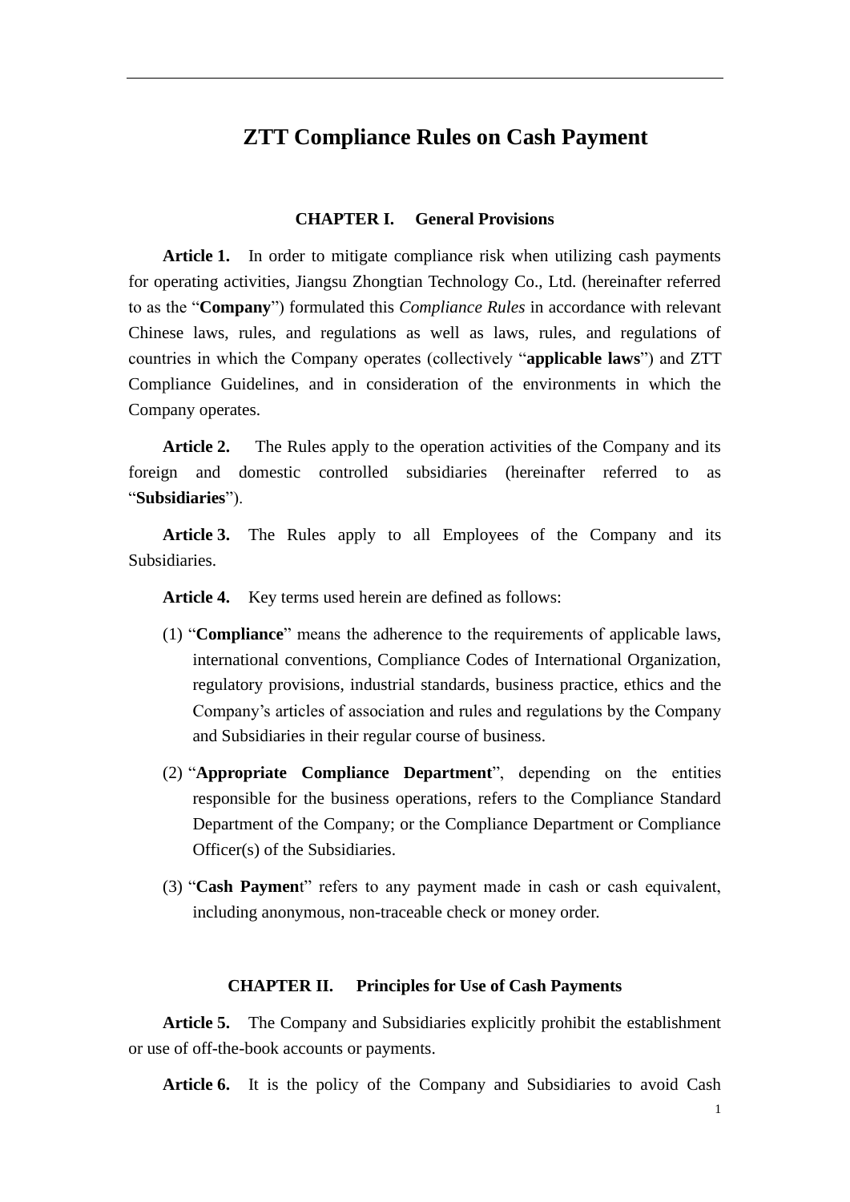# ZTT Compliance Rules on Cash Payment

## CHAPTER I. General Provisions

**Article 1.** In order to mitigate compliance risk when utilizing cash payments for operating activities, Jiangsu Zhongtian Technology Co., Ltd. (hereinafter referred to as the "**Company**") formulated this *Compliance Rules* in accordance with relevant Chinese laws, rules, and regulations as well as laws, rules, and regulations of countries in which the Company operates (collectively "**applicable laws**") and ZTT Compliance Guidelines, and in consideration of the environments in which the Company operates.

**Article 2.** The Rules apply to the operation activities of the Company and its foreign and domestic controlled subsidiaries (hereinafter referred to as "**Subsidiaries**").

**Article 3.** The Rules apply to all Employees of the Company and its Subsidiaries.

**Article 4.** Key terms used herein are defined as follows:

(1) "**Compliance**" means the adherence to the requirements of applicable laws, international conventions, Compliance Codes of International Organization, regulatory provisions, industrial standards, business practice, ethics and the Company's articles of association and rules and regulations by the Company and Subsidiaries in their regular course of business.

(2) "**Appropriate Compliance Department**", depending on the entities responsible for the business operations, refers to the Compliance Standard Department of the Company; or the Compliance Department or Compliance Officer(s) of the Subsidiaries.

(3) "**Cash Payment**" refers to any payment made in cash or cash equivalent, including anonymous, non-traceable check or money order.

## CHAPTER II. Principles for Use of Cash Payments

**Article 5.** The Company and Subsidiaries explicitly prohibit the establishment or use of off-the-book accounts or payments.

**Article 6.** It is the policy of the Company and Subsidiaries to avoid Cash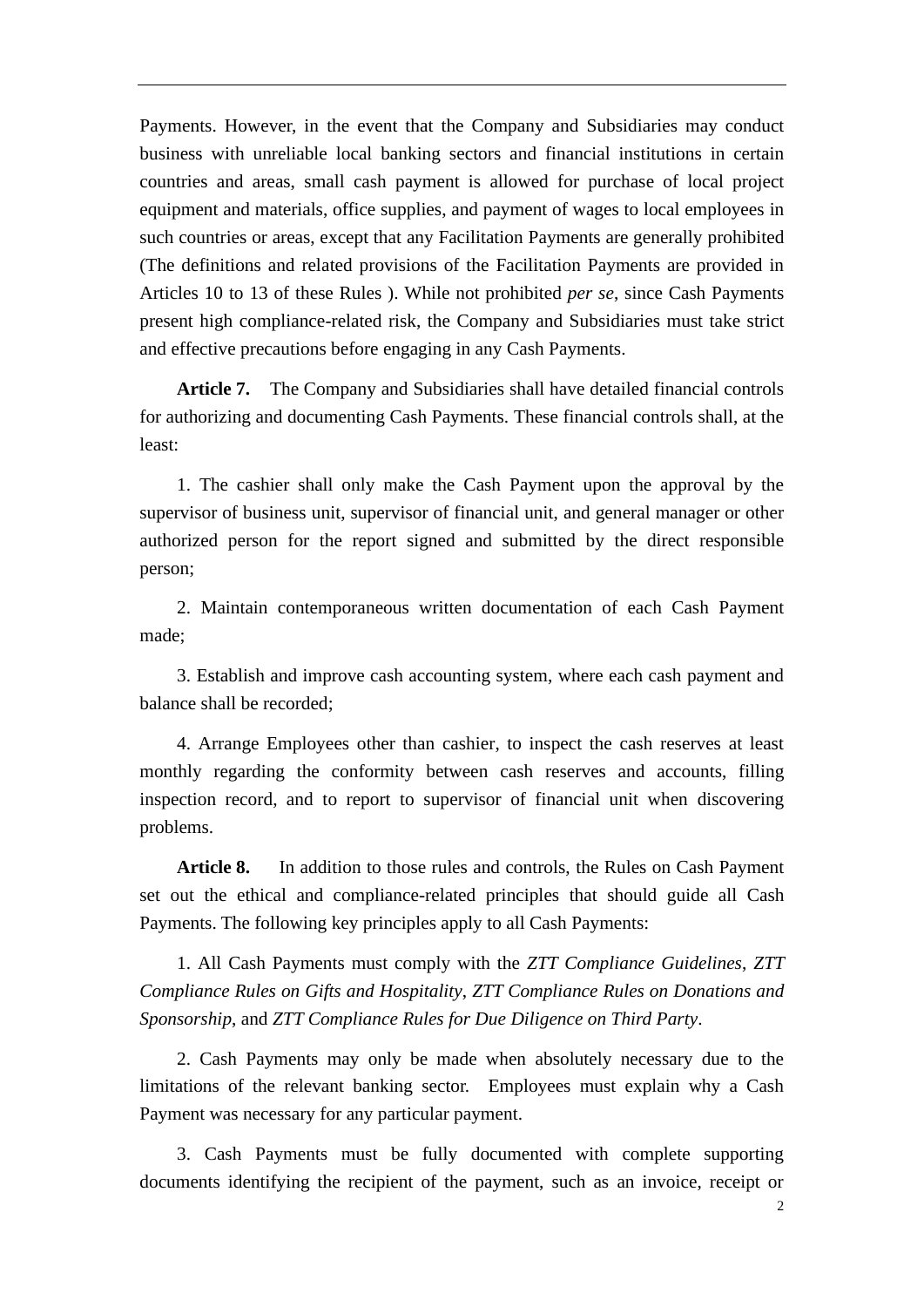Payments. However, in the event that the Company and Subsidiaries may conduct business with unreliable local banking sectors and financial institutions in certain countries and areas, small cash payment is allowed for purchase of local project equipment and materials, office supplies, and payment of wages to local employees in such countries or areas, except that any Facilitation Payments are generally prohibited (The definitions and related provisions of the Facilitation Payments are provided in Articles 10 to 13 of these Rules ). While not prohibited *per se*, since Cash Payments present high compliance-related risk, the Company and Subsidiaries must take strict and effective precautions before engaging in any Cash Payments.

**Article 7.** The Company and Subsidiaries shall have detailed financial controls for authorizing and documenting Cash Payments. These financial controls shall, at the least:

1. The cashier shall only make the Cash Payment upon the approval by the supervisor of business unit, supervisor of financial unit, and general manager or other authorized person for the report signed and submitted by the direct responsible person;

2. Maintain contemporaneous written documentation of each Cash Payment made;

3. Establish and improve cash accounting system, where each cash payment and balance shall be recorded;

4. Arrange Employees other than cashier, to inspect the cash reserves at least monthly regarding the conformity between cash reserves and accounts, filling inspection record, and to report to supervisor of financial unit when discovering problems.

**Article 8.** In addition to those rules and controls, the Rules on Cash Payment set out the ethical and compliance-related principles that should guide all Cash Payments. The following key principles apply to all Cash Payments:

1. All Cash Payments must comply with the *ZTT Compliance Guidelines*, *ZTT Compliance Rules on Gifts and Hospitality*, *ZTT Compliance Rules on Donations and Sponsorship*, and *ZTT Compliance Rules for Due Diligence on Third Party*.

2. Cash Payments may only be made when absolutely necessary due to the limitations of the relevant banking sector. Employees must explain why a Cash Payment was necessary for any particular payment.

3. Cash Payments must be fully documented with complete supporting documents identifying the recipient of the payment, such as an invoice, receipt or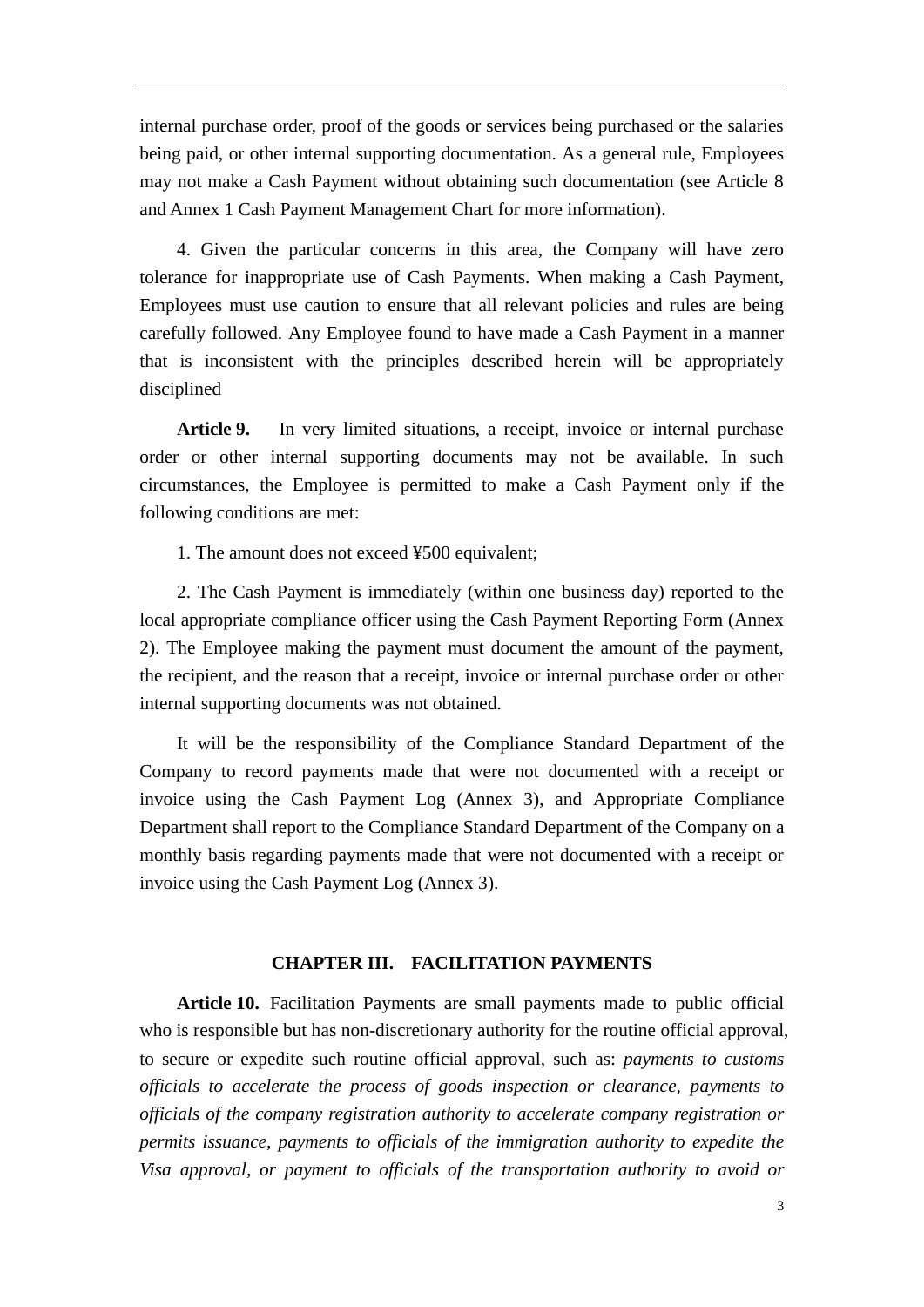internal purchase order, proof of the goods or services being purchased or the salaries being paid, or other internal supporting documentation. As a general rule, Employees may not make a Cash Payment without obtaining such documentation (see Article 8 and Annex 1 Cash Payment Management Chart for more information).

4. Given the particular concerns in this area, the Company will have zero tolerance for inappropriate use of Cash Payments. When making a Cash Payment, Employees must use caution to ensure that all relevant policies and rules are being carefully followed. Any Employee found to have made a Cash Payment in a manner that is inconsistent with the principles described herein will be appropriately disciplined

**Article 9.** In very limited situations, a receipt, invoice or internal purchase order or other internal supporting documents may not be available. In such circumstances, the Employee is permitted to make a Cash Payment only if the following conditions are met:

1. The amount does not exceed ¥500 equivalent;

2. The Cash Payment is immediately (within one business day) reported to the local appropriate compliance officer using the Cash Payment Reporting Form (Annex 2). The Employee making the payment must document the amount of the payment, the recipient, and the reason that a receipt, invoice or internal purchase order or other internal supporting documents was not obtained.

It will be the responsibility of the Compliance Standard Department of the Company to record payments made that were not documented with a receipt or invoice using the Cash Payment Log (Annex 3), and Appropriate Compliance Department shall report to the Compliance Standard Department of the Company on a monthly basis regarding payments made that were not documented with a receipt or invoice using the Cash Payment Log (Annex 3).

## CHAPTER III. FACILITATION PAYMENTS

**Article 10.** Facilitation Payments are small payments made to public official who is responsible but has non-discretionary authority for the routine official approval, to secure or expedite such routine official approval, such as: *payments to customs officials to accelerate the process of goods inspection or clearance, payments to officials of the company registration authority to accelerate company registration or permits issuance, payments to officials of the immigration authority to expedite the Visa approval, or payment to officials of the transportation authority to avoid or*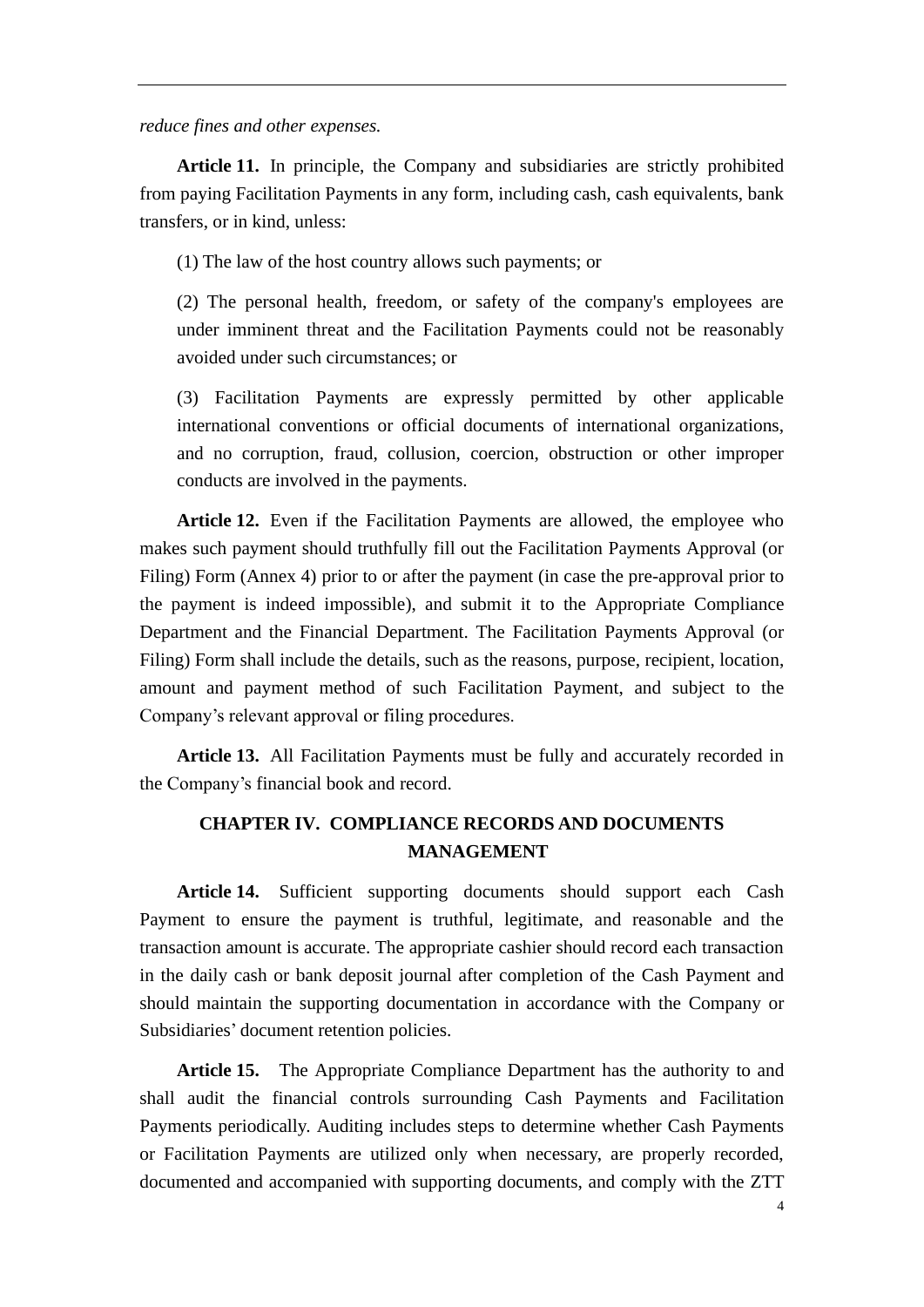*reduce fines and other expenses.*

**Article 11.** In principle, the Company and subsidiaries are strictly prohibited from paying Facilitation Payments in any form, including cash, cash equivalents, bank transfers, or in kind, unless:

(1) The law of the host country allows such payments; or

(2) The personal health, freedom, or safety of the company's employees are under imminent threat and the Facilitation Payments could not be reasonably avoided under such circumstances; or

(3) Facilitation Payments are expressly permitted by other applicable international conventions or official documents of international organizations, and no corruption, fraud, collusion, coercion, obstruction or other improper conducts are involved in the payments.

**Article 12.** Even if the Facilitation Payments are allowed, the employee who makes such payment should truthfully fill out the Facilitation Payments Approval (or Filing) Form (Annex 4) prior to or after the payment (in case the pre-approval prior to the payment is indeed impossible), and submit it to the Appropriate Compliance Department and the Financial Department. The Facilitation Payments Approval (or Filing) Form shall include the details, such as the reasons, purpose, recipient, location, amount and payment method of such Facilitation Payment, and subject to the Company's relevant approval or filing procedures.

**Article 13.** All Facilitation Payments must be fully and accurately recorded in the Company's financial book and record.

## CHAPTER IV. COMPLIANCE RECORDS AND DOCUMENTS MANAGEMENT

**Article 14.** Sufficient supporting documents should support each Cash Payment to ensure the payment is truthful, legitimate, and reasonable and the transaction amount is accurate. The appropriate cashier should record each transaction in the daily cash or bank deposit journal after completion of the Cash Payment and should maintain the supporting documentation in accordance with the Company or Subsidiaries' document retention policies.

**Article 15.** The Appropriate Compliance Department has the authority to and shall audit the financial controls surrounding Cash Payments and Facilitation Payments periodically. Auditing includes steps to determine whether Cash Payments or Facilitation Payments are utilized only when necessary, are properly recorded, documented and accompanied with supporting documents, and comply with the ZTT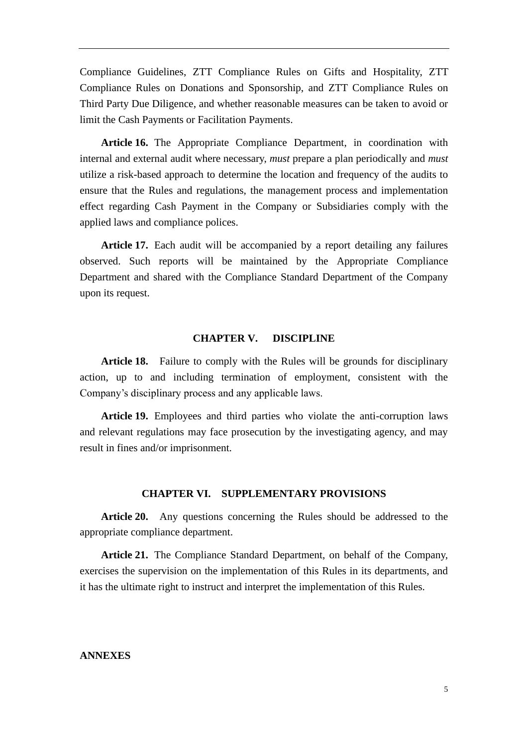Compliance Guidelines, ZTT Compliance Rules on Gifts and Hospitality, ZTT Compliance Rules on Donations and Sponsorship, and ZTT Compliance Rules on Third Party Due Diligence, and whether reasonable measures can be taken to avoid or limit the Cash Payments or Facilitation Payments.

**Article 16.** The Appropriate Compliance Department, in coordination with internal and external audit where necessary, *must* prepare a plan periodically and *must* utilize a risk-based approach to determine the location and frequency of the audits to ensure that the Rules and regulations, the management process and implementation effect regarding Cash Payment in the Company or Subsidiaries comply with the applied laws and compliance polices.

**Article 17.** Each audit will be accompanied by a report detailing any failures observed. Such reports will be maintained by the Appropriate Compliance Department and shared with the Compliance Standard Department of the Company upon its request.

## CHAPTER V. DISCIPLINE

**Article 18.** Failure to comply with the Rules will be grounds for disciplinary action, up to and including termination of employment, consistent with the Company's disciplinary process and any applicable laws.

**Article 19.** Employees and third parties who violate the anti-corruption laws and relevant regulations may face prosecution by the investigating agency, and may result in fines and/or imprisonment.

## CHAPTER VI. SUPPLEMENTARY PROVISIONS

**Article 20.** Any questions concerning the Rules should be addressed to the appropriate compliance department.

**Article 21.** The Compliance Standard Department, on behalf of the Company, exercises the supervision on the implementation of this Rules in its departments, and it has the ultimate right to instruct and interpret the implementation of this Rules.

**ANNEXES**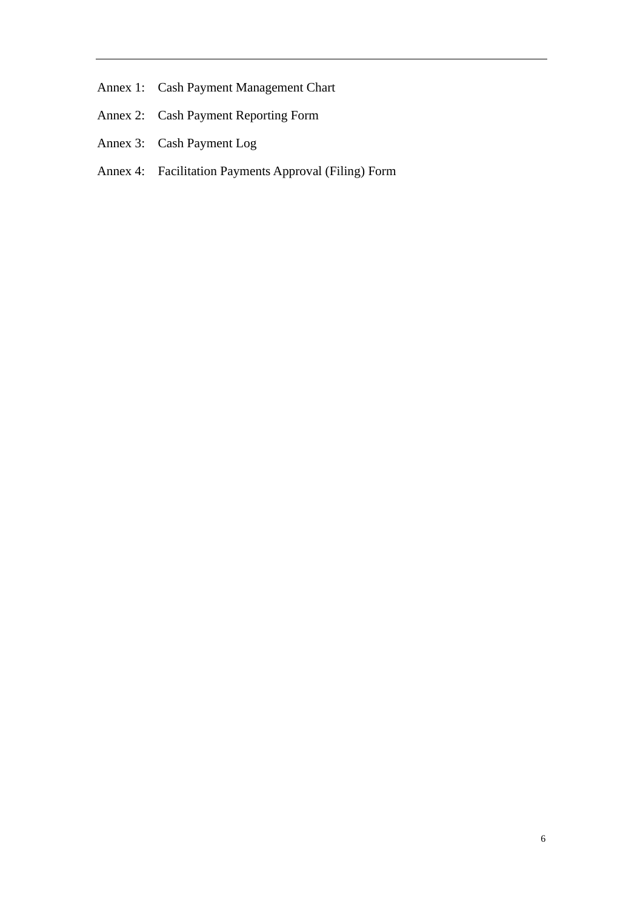Annex 1: Cash Payment Management Chart

Annex 2: Cash Payment Reporting Form

Annex 3: Cash Payment Log

Annex 4: Facilitation Payments Approval (Filing) Form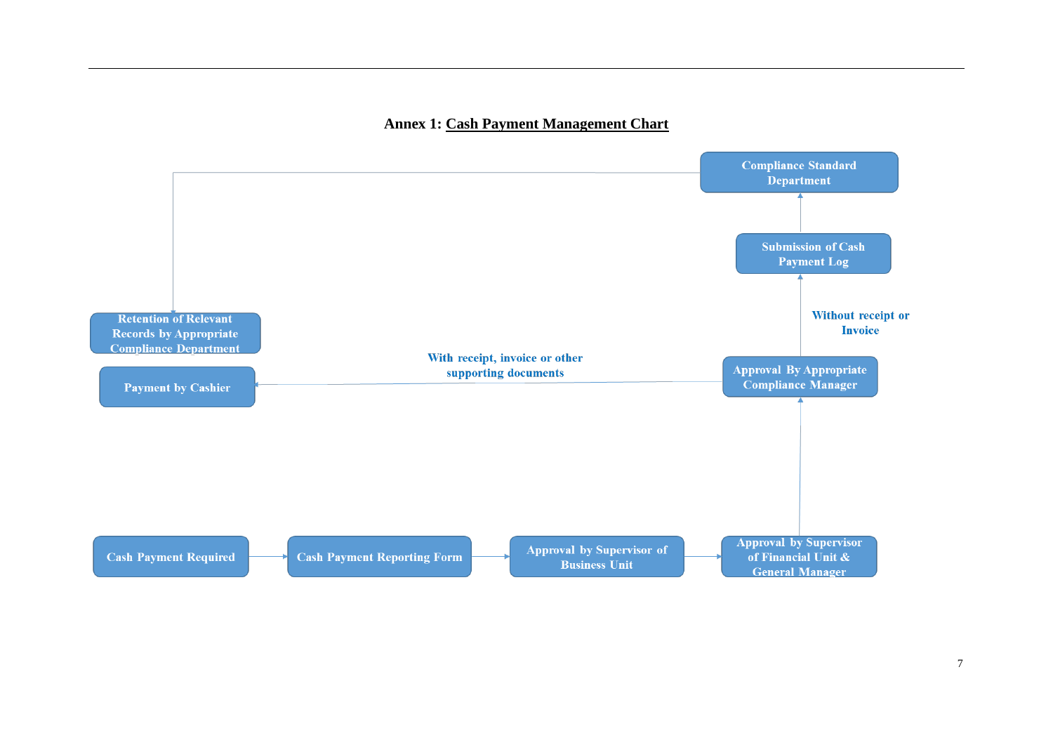**Annex 1: Cash Payment Management Chart**

Cash Payment Required → Cash Payment Reporting Form → Approval by Supervisor of Business Unit → Approval by Supervisor of Financial Unit & General Manager → Approval By Appropriate Compliance Manager

Approval By Appropriate Compliance Manager → (With receipt, invoice or other supporting documents) → Payment by Cashier

Approval By Appropriate Compliance Manager → (Without receipt or Invoice) → Submission of Cash Payment Log → Compliance Standard Department → Retention of Relevant Records by Appropriate Compliance Department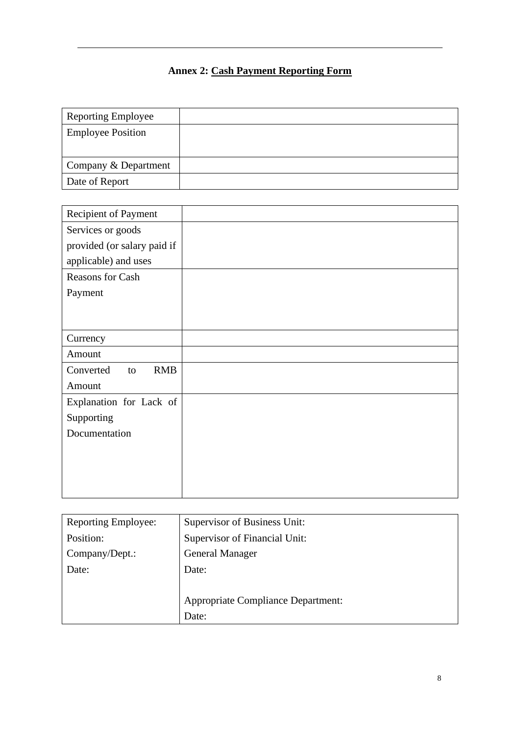**Annex 2: Cash Payment Reporting Form**

| Reporting Employee | |
|---|---|
| Employee Position | |
| Company & Department | |
| Date of Report | |

| Recipient of Payment | |
|---|---|
| Services or goods provided (or salary paid if applicable) and uses | |
| Reasons for Cash Payment | |
| Currency | |
| Amount | |
| Converted to RMB Amount | |
| Explanation for Lack of Supporting Documentation | |

| Reporting Employee:<br>Position:<br>Company/Dept.:<br>Date: | Supervisor of Business Unit:<br>Supervisor of Financial Unit:<br>General Manager<br>Date:<br><br>Appropriate Compliance Department:<br>Date: |
|---|---|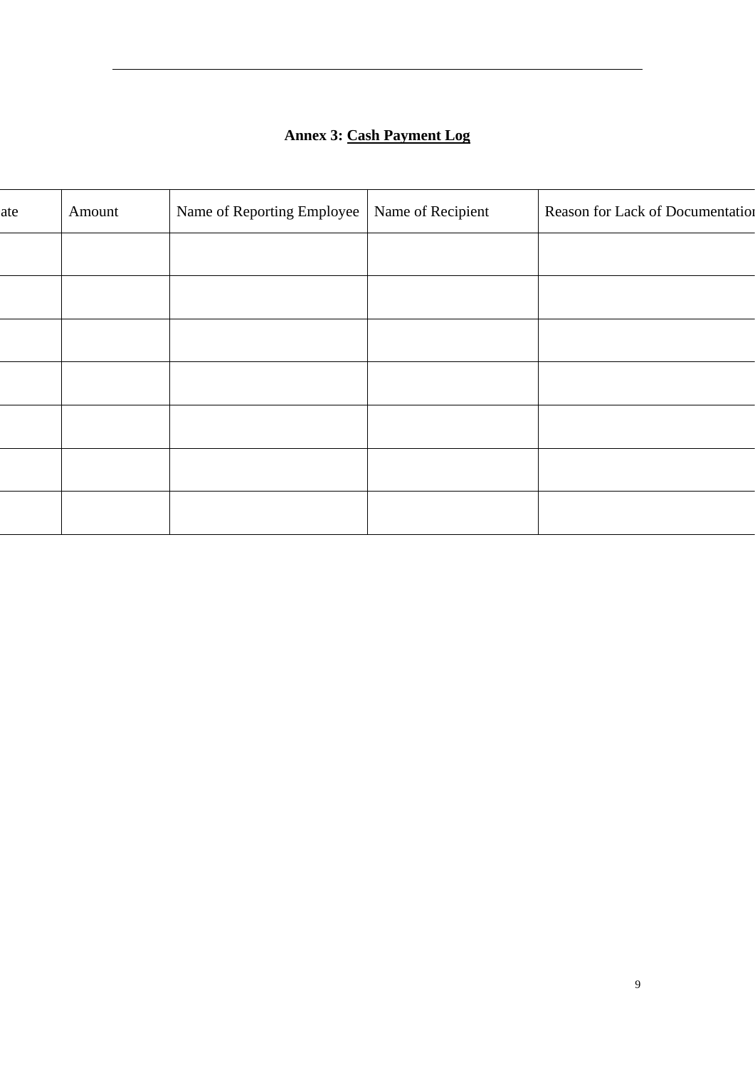## Annex 3: Cash Payment Log

| ate | Amount | Name of Reporting Employee | Name of Recipient | Reason for Lack of Documentation |
|---|---|---|---|---|
| | | | | |
| | | | | |
| | | | | |
| | | | | |
| | | | | |
| | | | | |
| | | | | |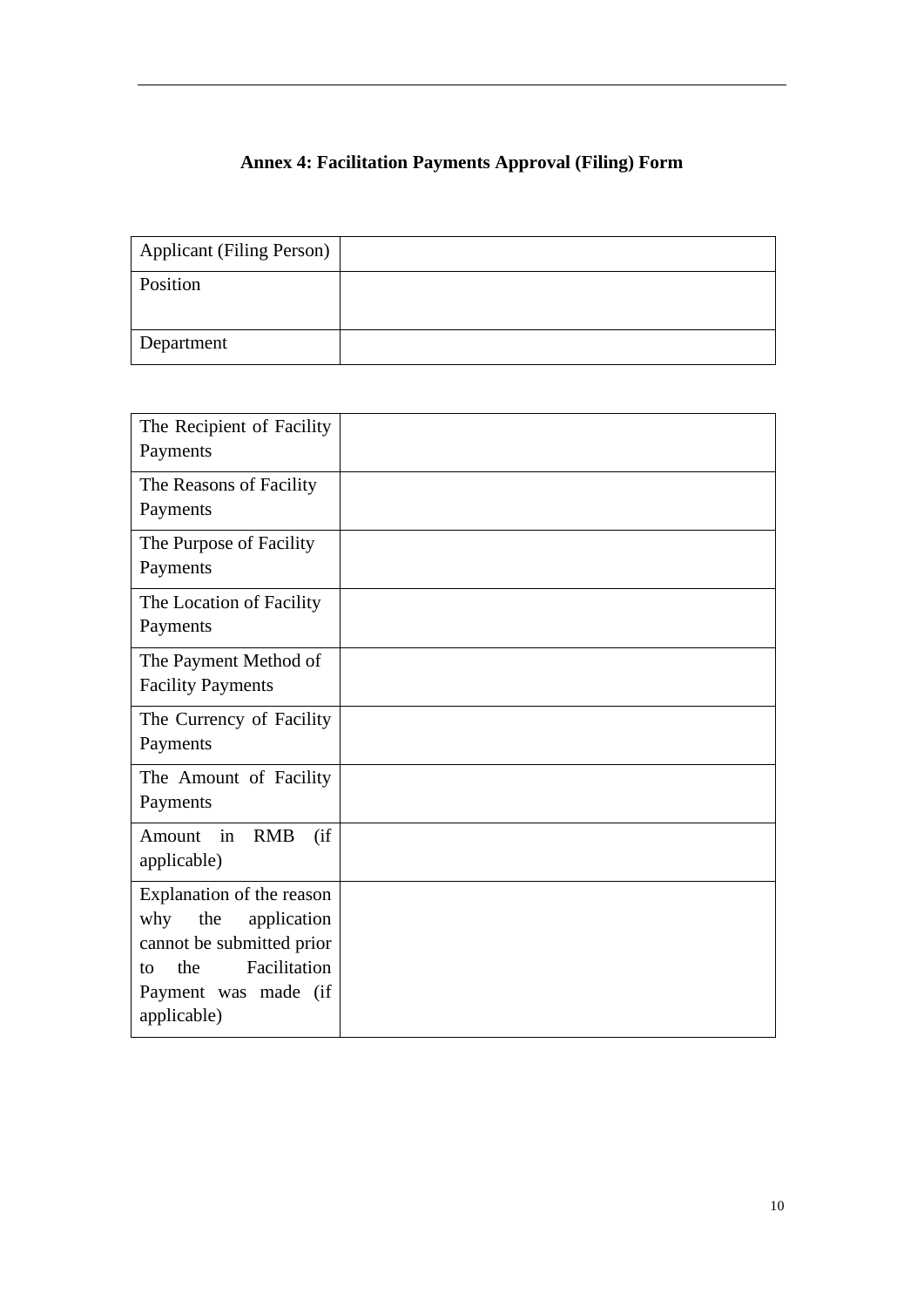**Annex 4: Facilitation Payments Approval (Filing) Form**

| Applicant (Filing Person) | |
|---|---|
| Position | |
| Department | |

| The Recipient of Facility Payments | |
|---|---|
| The Reasons of Facility Payments | |
| The Purpose of Facility Payments | |
| The Location of Facility Payments | |
| The Payment Method of Facility Payments | |
| The Currency of Facility Payments | |
| The Amount of Facility Payments | |
| Amount in RMB (if applicable) | |
| Explanation of the reason why the application cannot be submitted prior to the Facilitation Payment was made (if applicable) | |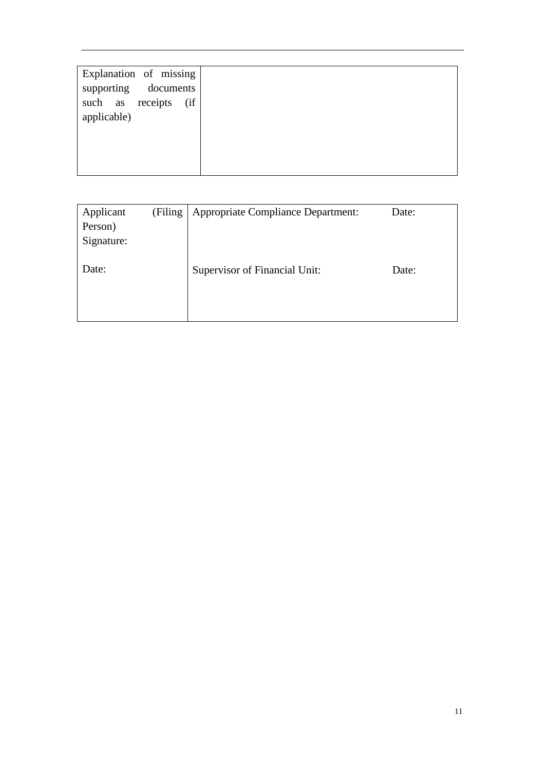| | |
|---|---|
| Explanation of missing supporting documents such as receipts (if applicable) | |

| | | |
|---|---|---|
| Applicant (Filing Person) Signature: | Appropriate Compliance Department: | Date: |
| Date: | Supervisor of Financial Unit: | Date: |